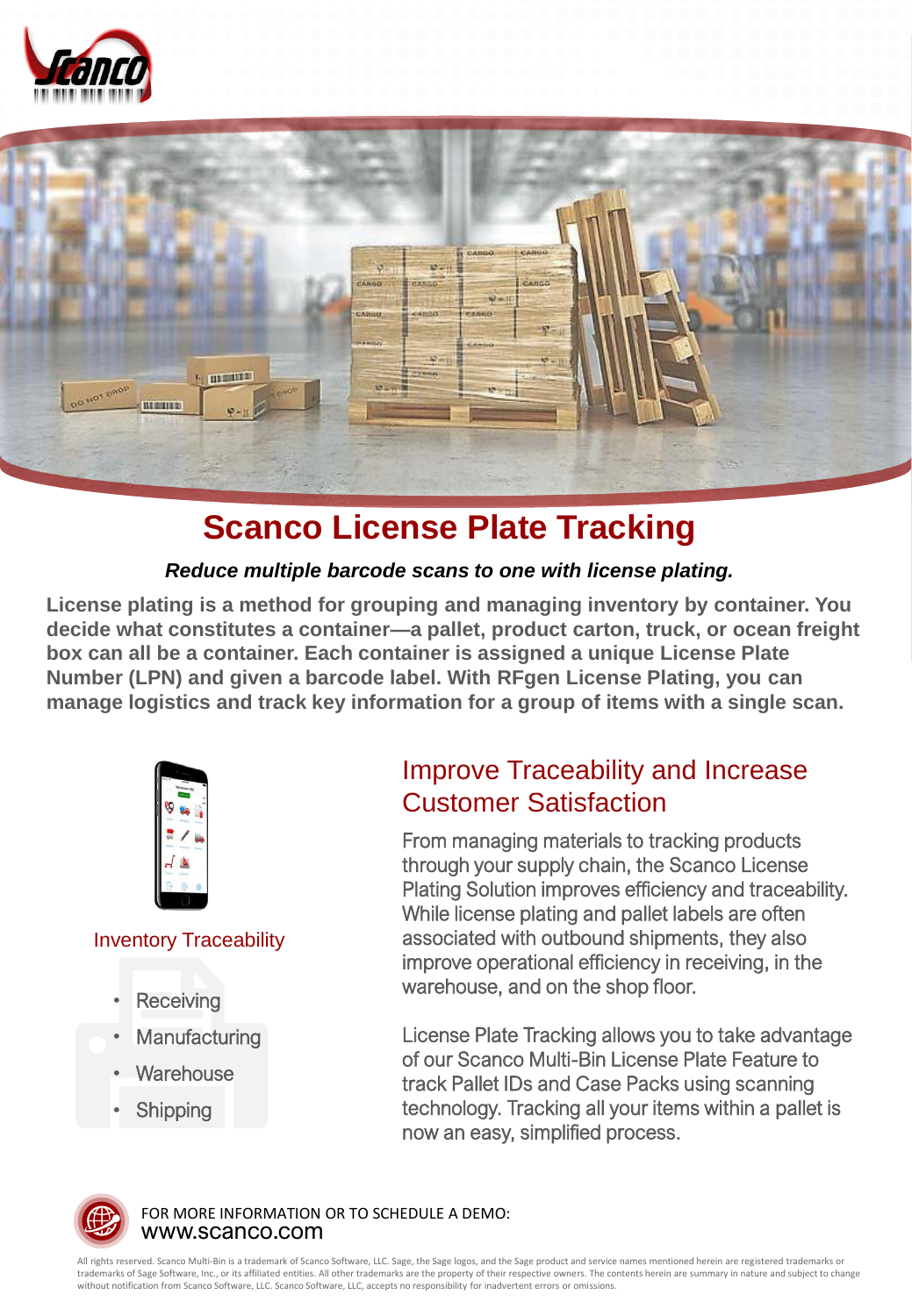# Scanco License Plate Tracking

***Reduce multiple barcode scans to one with license plating.***

**License plating is a method for grouping and managing inventory by container. You decide what constitutes a container—a pallet, product carton, truck, or ocean freight box can all be a container. Each container is assigned a unique License Plate Number (LPN) and given a barcode label. With RFgen License Plating, you can manage logistics and track key information for a group of items with a single scan.**

### Inventory Traceability

- Receiving
- Manufacturing
- Warehouse
- Shipping

## Improve Traceability and Increase Customer Satisfaction

From managing materials to tracking products through your supply chain, the Scanco License Plating Solution improves efficiency and traceability. While license plating and pallet labels are often associated with outbound shipments, they also improve operational efficiency in receiving, in the warehouse, and on the shop floor.

License Plate Tracking allows you to take advantage of our Scanco Multi-Bin License Plate Feature to track Pallet IDs and Case Packs using scanning technology. Tracking all your items within a pallet is now an easy, simplified process.

FOR MORE INFORMATION OR TO SCHEDULE A DEMO:
www.scanco.com

All rights reserved. Scanco Multi-Bin is a trademark of Scanco Software, LLC. Sage, the Sage logos, and the Sage product and service names mentioned herein are registered trademarks or trademarks of Sage Software, Inc., or its affiliated entities. All other trademarks are the property of their respective owners. The contents herein are summary in nature and subject to change without notification from Scanco Software, LLC. Scanco Software, LLC, accepts no responsibility for inadvertent errors or omissions.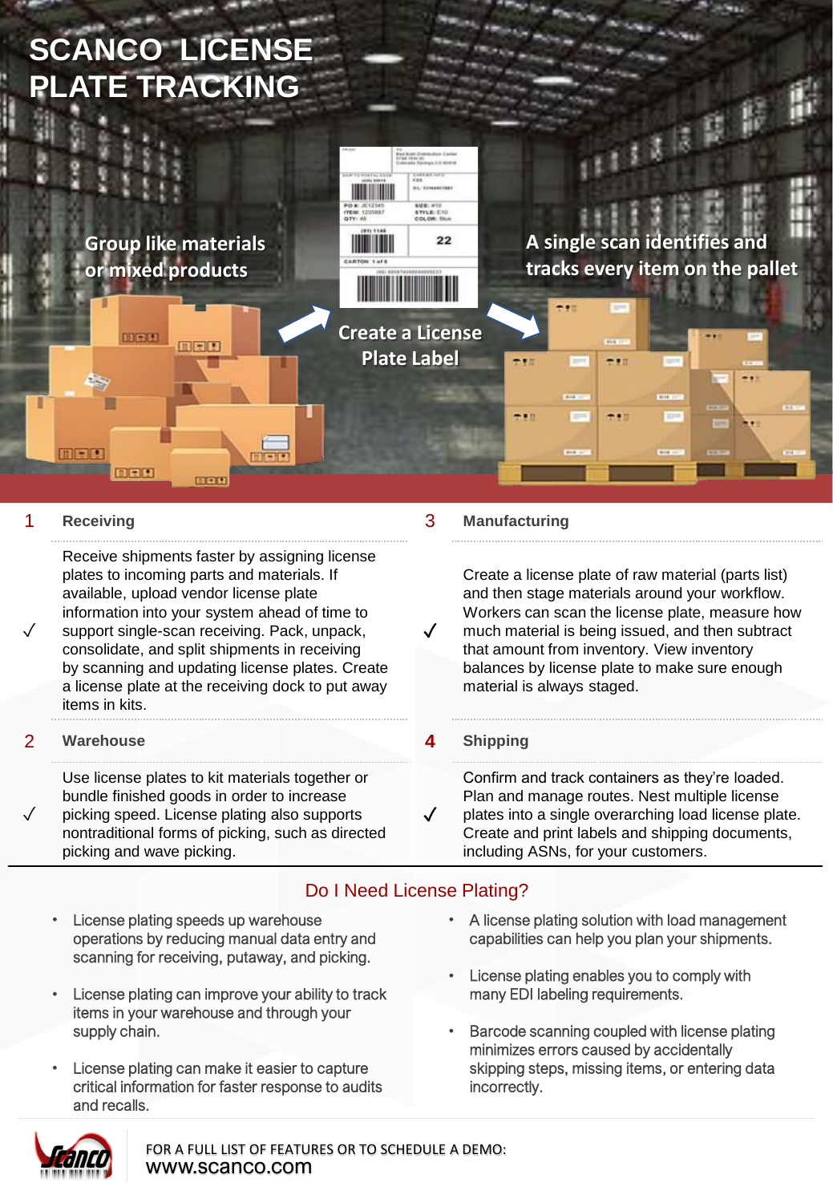# SCANCO LICENSE PLATE TRACKING

Group like materials or mixed products

Create a License Plate Label

A single scan identifies and tracks every item on the pallet

## 1 Receiving

✓ Receive shipments faster by assigning license plates to incoming parts and materials. If available, upload vendor license plate information into your system ahead of time to support single-scan receiving. Pack, unpack, consolidate, and split shipments in receiving by scanning and updating license plates. Create a license plate at the receiving dock to put away items in kits.

## 2 Warehouse

✓ Use license plates to kit materials together or bundle finished goods in order to increase picking speed. License plating also supports nontraditional forms of picking, such as directed picking and wave picking.

## 3 Manufacturing

✓ Create a license plate of raw material (parts list) and then stage materials around your workflow. Workers can scan the license plate, measure how much material is being issued, and then subtract that amount from inventory. View inventory balances by license plate to make sure enough material is always staged.

## 4 Shipping

✓ Confirm and track containers as they're loaded. Plan and manage routes. Nest multiple license plates into a single overarching load license plate. Create and print labels and shipping documents, including ASNs, for your customers.

## Do I Need License Plating?

- License plating speeds up warehouse operations by reducing manual data entry and scanning for receiving, putaway, and picking.
- License plating can improve your ability to track items in your warehouse and through your supply chain.
- License plating can make it easier to capture critical information for faster response to audits and recalls.
- A license plating solution with load management capabilities can help you plan your shipments.
- License plating enables you to comply with many EDI labeling requirements.
- Barcode scanning coupled with license plating minimizes errors caused by accidentally skipping steps, missing items, or entering data incorrectly.

FOR A FULL LIST OF FEATURES OR TO SCHEDULE A DEMO:
www.scanco.com